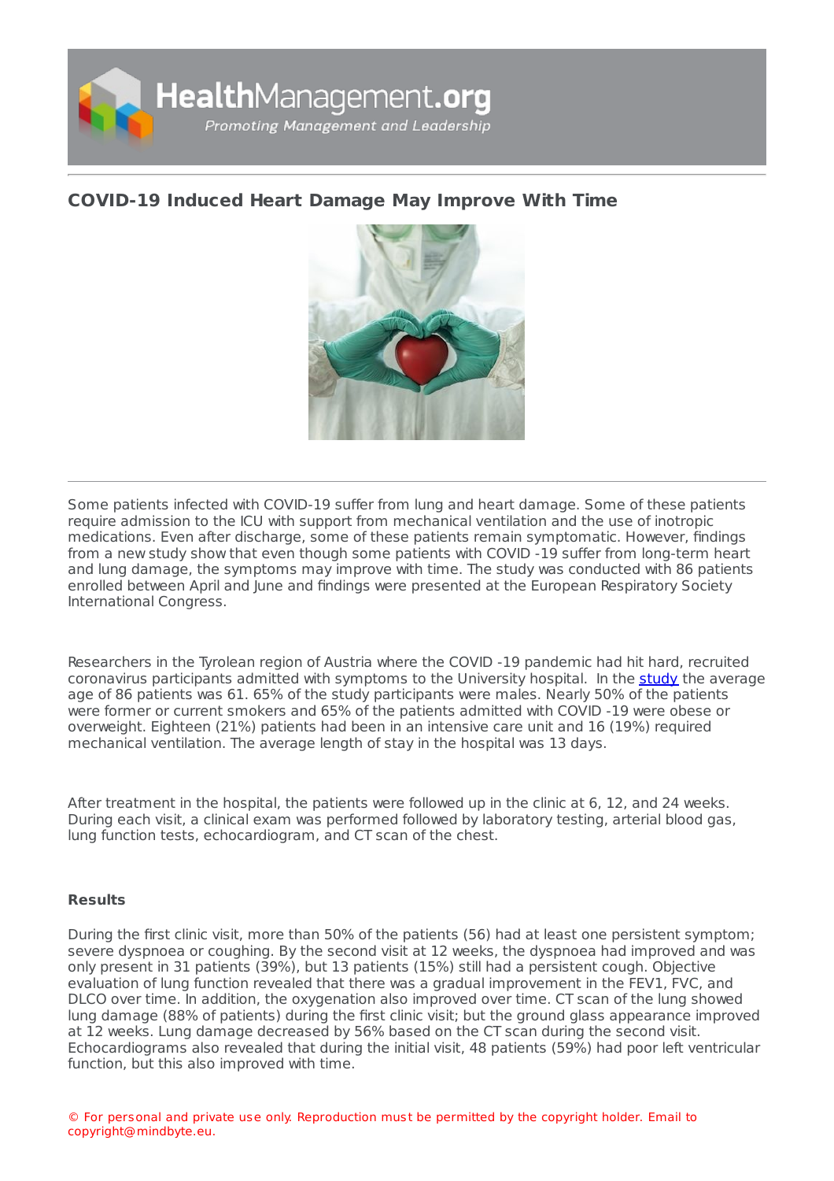# COVID-19 Induced Heart Damage May Improve With Time

Some patients infected with COVID-19 suffer from lung and heart damage. Some of these patients require admission to the ICU with support from mechanical ventilation and the use of inotropic medications. Even after discharge, some of these patients remain symptomatic. However, findings from a new study show that even though some patients with COVID -19 suffer from long-term heart and lung damage, the symptoms may improve with time. The study was conducted with 86 patients enrolled between April and June and findings were presented at the European Respiratory Society International Congress.

Researchers in the Tyrolean region of Austria where the COVID -19 pandemic had hit hard, recruited coronavirus participants admitted with symptoms to the University hospital. In the study the average age of 86 patients was 61. 65% of the study participants were males. Nearly 50% of the patients were former or current smokers and 65% of the patients admitted with COVID -19 were obese or overweight. Eighteen (21%) patients had been in an intensive care unit and 16 (19%) required mechanical ventilation. The average length of stay in the hospital was 13 days.

After treatment in the hospital, the patients were followed up in the clinic at 6, 12, and 24 weeks. During each visit, a clinical exam was performed followed by laboratory testing, arterial blood gas, lung function tests, echocardiogram, and CT scan of the chest.

**Results**

During the first clinic visit, more than 50% of the patients (56) had at least one persistent symptom; severe dyspnoea or coughing. By the second visit at 12 weeks, the dyspnoea had improved and was only present in 31 patients (39%), but 13 patients (15%) still had a persistent cough. Objective evaluation of lung function revealed that there was a gradual improvement in the FEV1, FVC, and DLCO over time. In addition, the oxygenation also improved over time. CT scan of the lung showed lung damage (88% of patients) during the first clinic visit; but the ground glass appearance improved at 12 weeks. Lung damage decreased by 56% based on the CT scan during the second visit. Echocardiograms also revealed that during the initial visit, 48 patients (59%) had poor left ventricular function, but this also improved with time.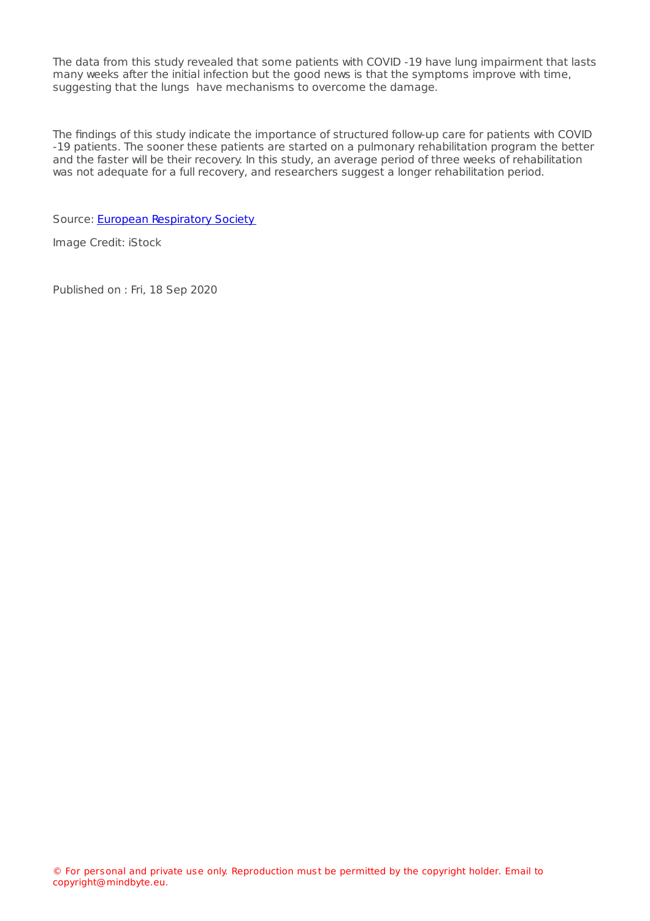The data from this study revealed that some patients with COVID -19 have lung impairment that lasts many weeks after the initial infection but the good news is that the symptoms improve with time, suggesting that the lungs have mechanisms to overcome the damage.

The findings of this study indicate the importance of structured follow-up care for patients with COVID -19 patients. The sooner these patients are started on a pulmonary rehabilitation program the better and the faster will be their recovery. In this study, an average period of three weeks of rehabilitation was not adequate for a full recovery, and researchers suggest a longer rehabilitation period.

Source: European Respiratory Society

Image Credit: iStock

Published on : Fri, 18 Sep 2020

© For personal and private use only. Reproduction must be permitted by the copyright holder. Email to copyright@mindbyte.eu.